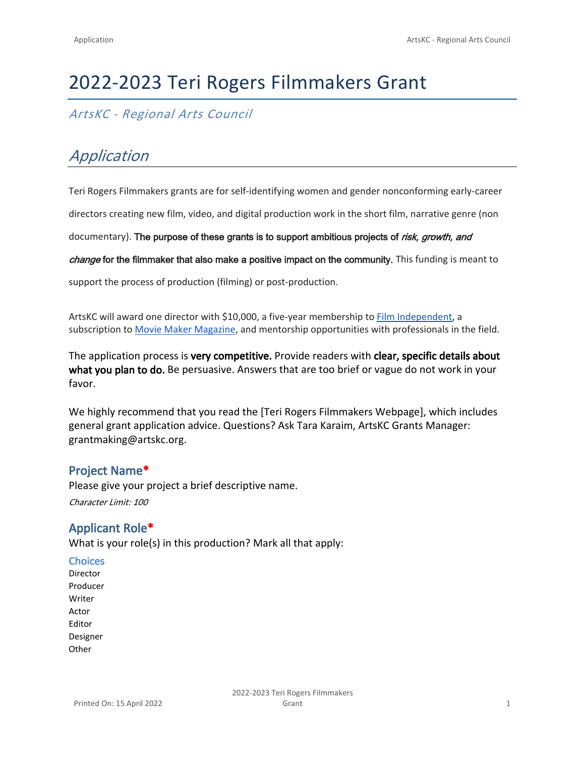# 2022-2023 Teri Rogers Filmmakers Grant

*ArtsKC - Regional Arts Council*

## *Application*

Teri Rogers Filmmakers grants are for self-identifying women and gender nonconforming early-career directors creating new film, video, and digital production work in the short film, narrative genre (non documentary). **The purpose of these grants is to support ambitious projects of *risk, growth, and change* for the filmmaker that also make a positive impact on the community.** This funding is meant to support the process of production (filming) or post-production.

ArtsKC will award one director with $10,000, a five-year membership to Film Independent, a subscription to Movie Maker Magazine, and mentorship opportunities with professionals in the field.

The application process is **very competitive.** Provide readers with **clear, specific details about what you plan to do.** Be persuasive. Answers that are too brief or vague do not work in your favor.

We highly recommend that you read the [Teri Rogers Filmmakers Webpage], which includes general grant application advice. Questions? Ask Tara Karaim, ArtsKC Grants Manager: grantmaking@artskc.org.

### Project Name*

Please give your project a brief descriptive name.

*Character Limit: 100*

### Applicant Role*

What is your role(s) in this production? Mark all that apply:

#### Choices

Director
Producer
Writer
Actor
Editor
Designer
Other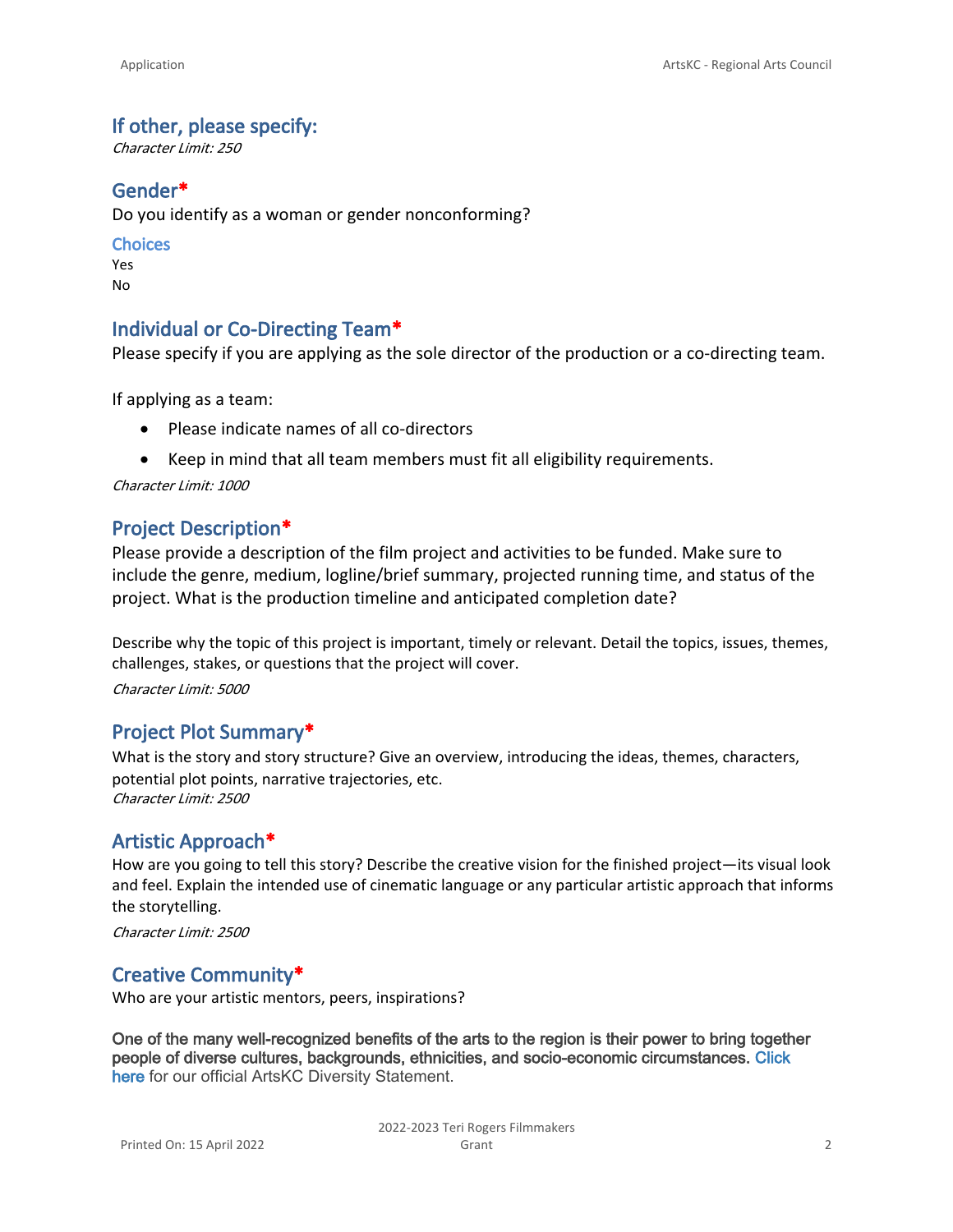## If other, please specify:

*Character Limit: 250*

## Gender*

Do you identify as a woman or gender nonconforming?

### Choices

Yes
No

## Individual or Co-Directing Team*

Please specify if you are applying as the sole director of the production or a co-directing team.

If applying as a team:

- Please indicate names of all co-directors
- Keep in mind that all team members must fit all eligibility requirements.

*Character Limit: 1000*

## Project Description*

Please provide a description of the film project and activities to be funded. Make sure to include the genre, medium, logline/brief summary, projected running time, and status of the project. What is the production timeline and anticipated completion date?

Describe why the topic of this project is important, timely or relevant. Detail the topics, issues, themes, challenges, stakes, or questions that the project will cover.

*Character Limit: 5000*

## Project Plot Summary*

What is the story and story structure? Give an overview, introducing the ideas, themes, characters, potential plot points, narrative trajectories, etc.

*Character Limit: 2500*

## Artistic Approach*

How are you going to tell this story? Describe the creative vision for the finished project—its visual look and feel. Explain the intended use of cinematic language or any particular artistic approach that informs the storytelling.

*Character Limit: 2500*

## Creative Community*

Who are your artistic mentors, peers, inspirations?

One of the many well-recognized benefits of the arts to the region is their power to bring together people of diverse cultures, backgrounds, ethnicities, and socio-economic circumstances. Click here for our official ArtsKC Diversity Statement.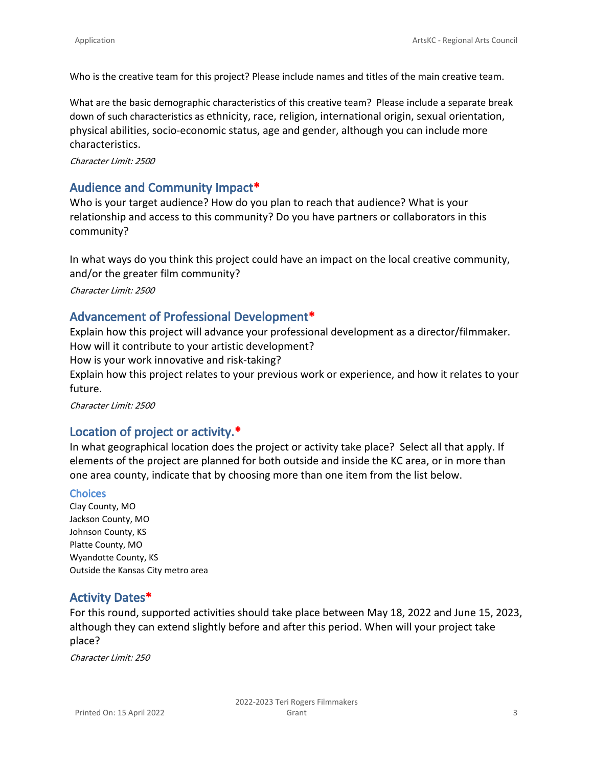Who is the creative team for this project? Please include names and titles of the main creative team.

What are the basic demographic characteristics of this creative team? Please include a separate break down of such characteristics as ethnicity, race, religion, international origin, sexual orientation, physical abilities, socio-economic status, age and gender, although you can include more characteristics.

*Character Limit: 2500*

## Audience and Community Impact*

Who is your target audience? How do you plan to reach that audience? What is your relationship and access to this community? Do you have partners or collaborators in this community?

In what ways do you think this project could have an impact on the local creative community, and/or the greater film community?

*Character Limit: 2500*

## Advancement of Professional Development*

Explain how this project will advance your professional development as a director/filmmaker.
How will it contribute to your artistic development?
How is your work innovative and risk-taking?
Explain how this project relates to your previous work or experience, and how it relates to your future.

*Character Limit: 2500*

## Location of project or activity.*

In what geographical location does the project or activity take place? Select all that apply. If elements of the project are planned for both outside and inside the KC area, or in more than one area county, indicate that by choosing more than one item from the list below.

### Choices

Clay County, MO
Jackson County, MO
Johnson County, KS
Platte County, MO
Wyandotte County, KS
Outside the Kansas City metro area

## Activity Dates*

For this round, supported activities should take place between May 18, 2022 and June 15, 2023, although they can extend slightly before and after this period. When will your project take place?

*Character Limit: 250*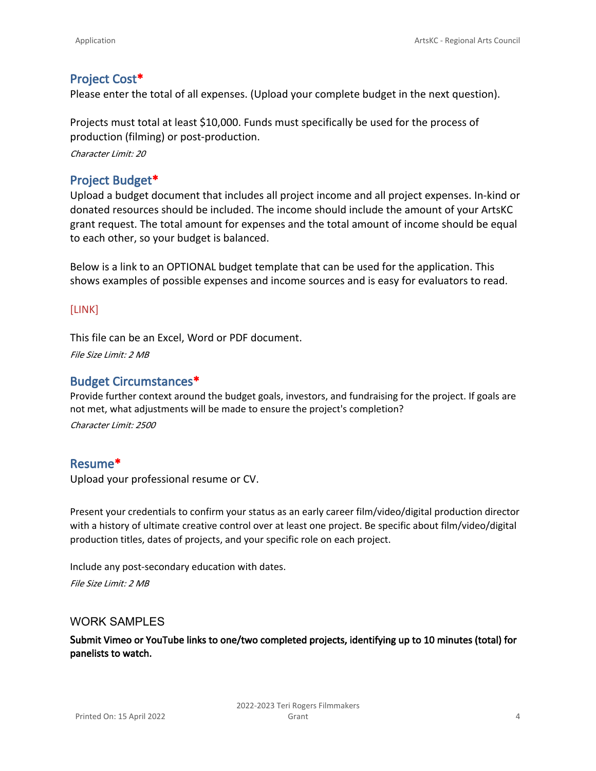## Project Cost*

Please enter the total of all expenses. (Upload your complete budget in the next question).

Projects must total at least $10,000. Funds must specifically be used for the process of production (filming) or post-production.

*Character Limit: 20*

## Project Budget*

Upload a budget document that includes all project income and all project expenses. In-kind or donated resources should be included. The income should include the amount of your ArtsKC grant request. The total amount for expenses and the total amount of income should be equal to each other, so your budget is balanced.

Below is a link to an OPTIONAL budget template that can be used for the application. This shows examples of possible expenses and income sources and is easy for evaluators to read.

[LINK]

This file can be an Excel, Word or PDF document.

*File Size Limit: 2 MB*

## Budget Circumstances*

Provide further context around the budget goals, investors, and fundraising for the project. If goals are not met, what adjustments will be made to ensure the project's completion?

*Character Limit: 2500*

## Resume*

Upload your professional resume or CV.

Present your credentials to confirm your status as an early career film/video/digital production director with a history of ultimate creative control over at least one project. Be specific about film/video/digital production titles, dates of projects, and your specific role on each project.

Include any post-secondary education with dates.

*File Size Limit: 2 MB*

## WORK SAMPLES

**Submit Vimeo or YouTube links to one/two completed projects, identifying up to 10 minutes (total) for panelists to watch.**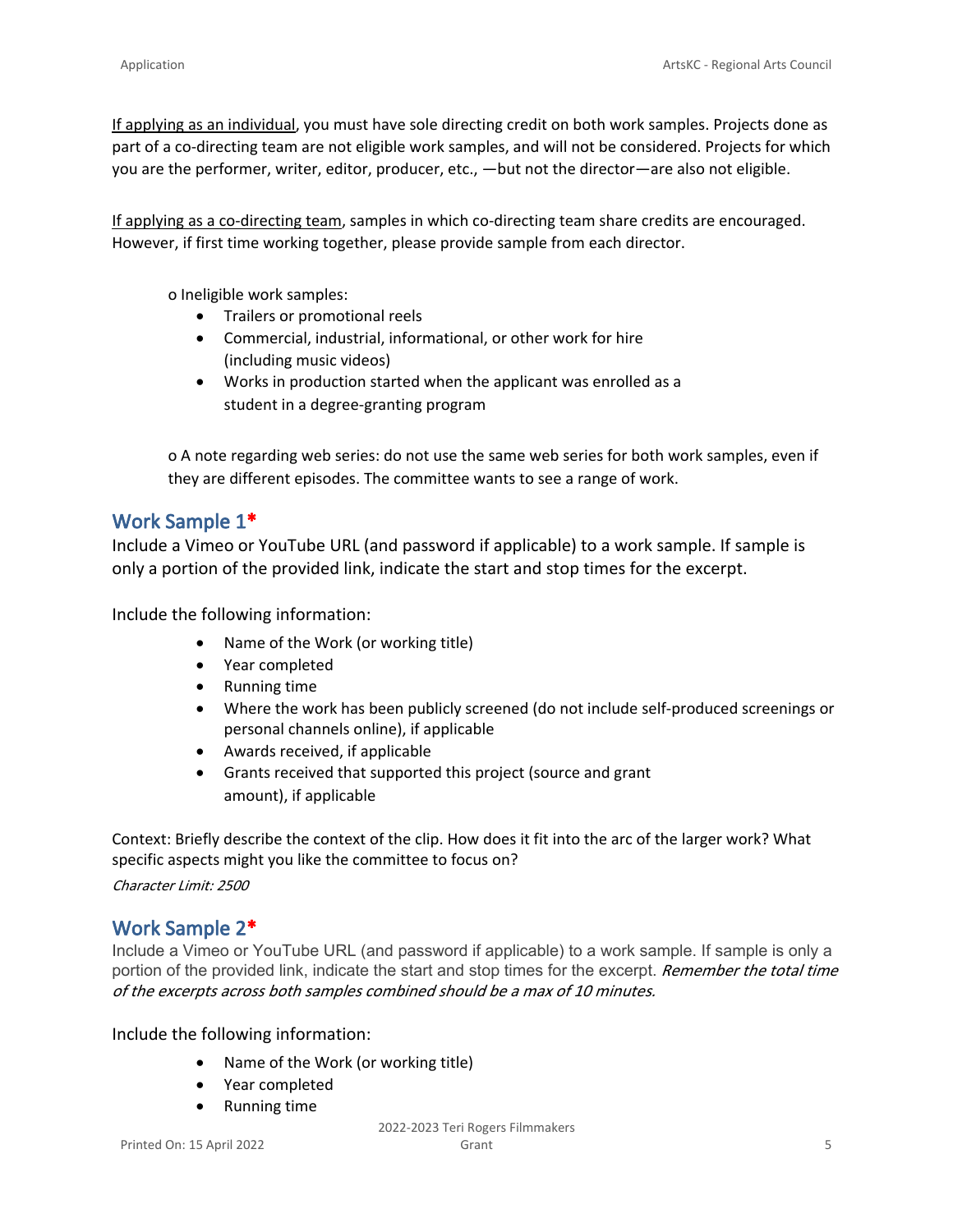If applying as an individual, you must have sole directing credit on both work samples. Projects done as part of a co-directing team are not eligible work samples, and will not be considered. Projects for which you are the performer, writer, editor, producer, etc., —but not the director—are also not eligible.

If applying as a co-directing team, samples in which co-directing team share credits are encouraged. However, if first time working together, please provide sample from each director.

o Ineligible work samples:

- Trailers or promotional reels
- Commercial, industrial, informational, or other work for hire (including music videos)
- Works in production started when the applicant was enrolled as a student in a degree-granting program

o A note regarding web series: do not use the same web series for both work samples, even if they are different episodes. The committee wants to see a range of work.

## Work Sample 1*

Include a Vimeo or YouTube URL (and password if applicable) to a work sample. If sample is only a portion of the provided link, indicate the start and stop times for the excerpt.

Include the following information:

- Name of the Work (or working title)
- Year completed
- Running time
- Where the work has been publicly screened (do not include self-produced screenings or personal channels online), if applicable
- Awards received, if applicable
- Grants received that supported this project (source and grant amount), if applicable

Context: Briefly describe the context of the clip. How does it fit into the arc of the larger work? What specific aspects might you like the committee to focus on?

*Character Limit: 2500*

## Work Sample 2*

Include a Vimeo or YouTube URL (and password if applicable) to a work sample. If sample is only a portion of the provided link, indicate the start and stop times for the excerpt. *Remember the total time of the excerpts across both samples combined should be a max of 10 minutes.*

Include the following information:

- Name of the Work (or working title)
- Year completed
- Running time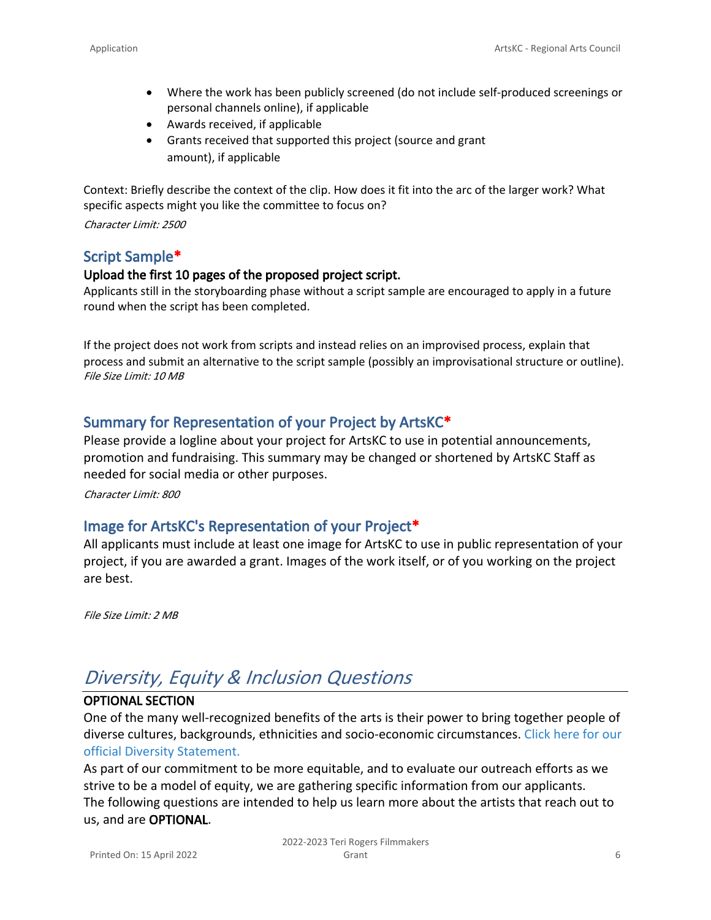- Where the work has been publicly screened (do not include self-produced screenings or personal channels online), if applicable
- Awards received, if applicable
- Grants received that supported this project (source and grant amount), if applicable

Context: Briefly describe the context of the clip. How does it fit into the arc of the larger work? What specific aspects might you like the committee to focus on?

*Character Limit: 2500*

### Script Sample*

**Upload the first 10 pages of the proposed project script.**

Applicants still in the storyboarding phase without a script sample are encouraged to apply in a future round when the script has been completed.

If the project does not work from scripts and instead relies on an improvised process, explain that process and submit an alternative to the script sample (possibly an improvisational structure or outline).

*File Size Limit: 10 MB*

### Summary for Representation of your Project by ArtsKC*

Please provide a logline about your project for ArtsKC to use in potential announcements, promotion and fundraising. This summary may be changed or shortened by ArtsKC Staff as needed for social media or other purposes.

*Character Limit: 800*

### Image for ArtsKC's Representation of your Project*

All applicants must include at least one image for ArtsKC to use in public representation of your project, if you are awarded a grant. Images of the work itself, or of you working on the project are best.

*File Size Limit: 2 MB*

## *Diversity, Equity & Inclusion Questions*

**OPTIONAL SECTION**

One of the many well-recognized benefits of the arts is their power to bring together people of diverse cultures, backgrounds, ethnicities and socio-economic circumstances. Click here for our official Diversity Statement.

As part of our commitment to be more equitable, and to evaluate our outreach efforts as we strive to be a model of equity, we are gathering specific information from our applicants. The following questions are intended to help us learn more about the artists that reach out to us, and are **OPTIONAL**.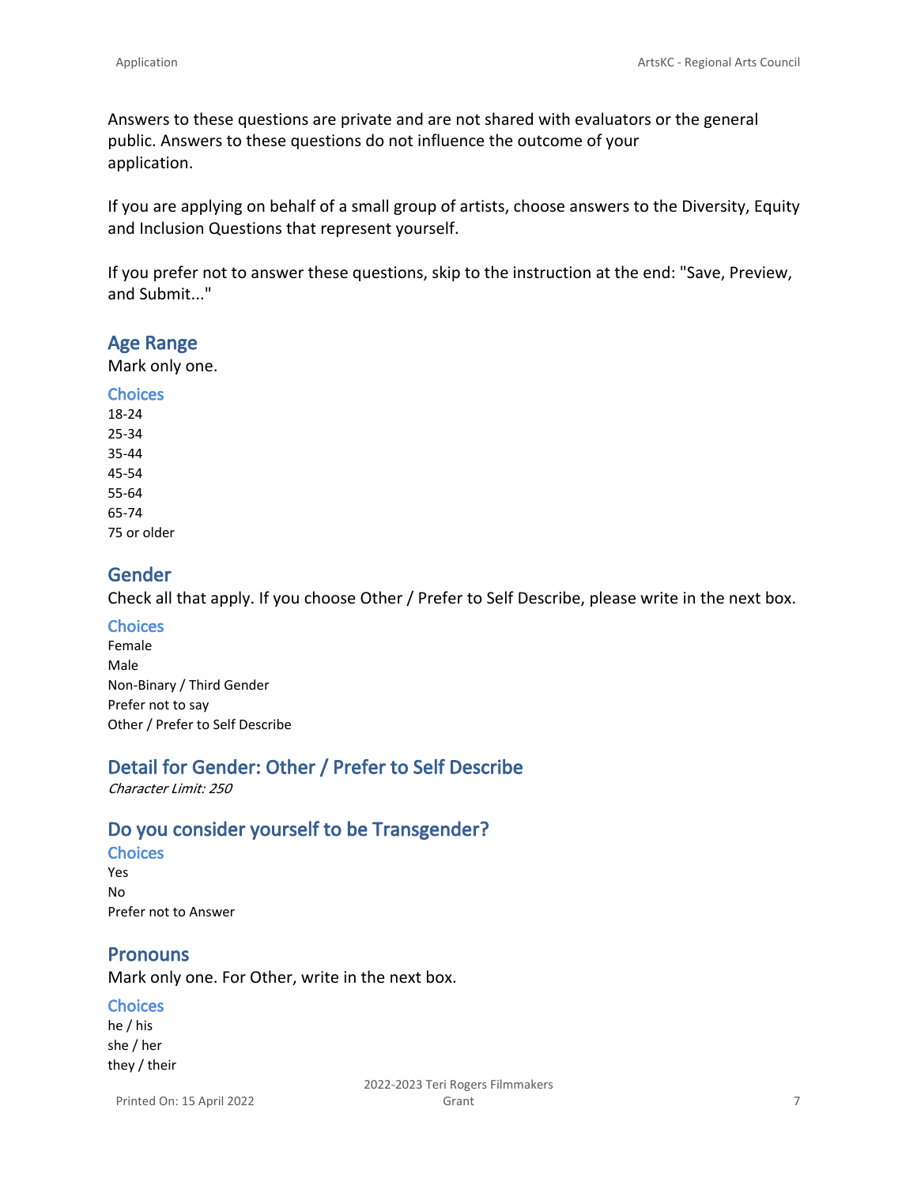Answers to these questions are private and are not shared with evaluators or the general public. Answers to these questions do not influence the outcome of your application.

If you are applying on behalf of a small group of artists, choose answers to the Diversity, Equity and Inclusion Questions that represent yourself.

If you prefer not to answer these questions, skip to the instruction at the end: "Save, Preview, and Submit..."

## Age Range

Mark only one.

### Choices

18-24
25-34
35-44
45-54
55-64
65-74
75 or older

## Gender

Check all that apply. If you choose Other / Prefer to Self Describe, please write in the next box.

### Choices

Female
Male
Non-Binary / Third Gender
Prefer not to say
Other / Prefer to Self Describe

## Detail for Gender: Other / Prefer to Self Describe

*Character Limit: 250*

## Do you consider yourself to be Transgender?

### Choices

Yes
No
Prefer not to Answer

## Pronouns

Mark only one. For Other, write in the next box.

### Choices

he / his
she / her
they / their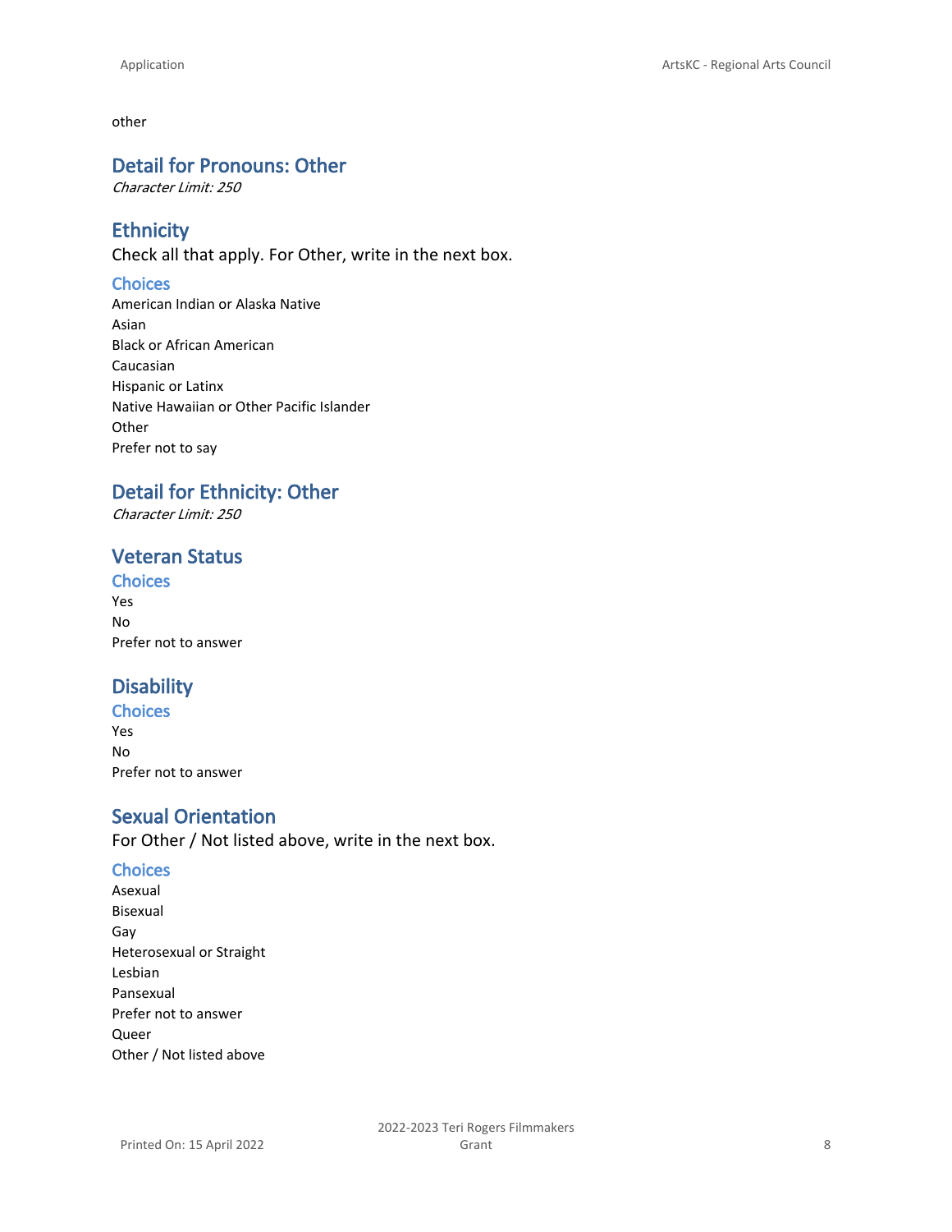other

## Detail for Pronouns: Other

*Character Limit: 250*

## Ethnicity

Check all that apply. For Other, write in the next box.

### Choices

American Indian or Alaska Native
Asian
Black or African American
Caucasian
Hispanic or Latinx
Native Hawaiian or Other Pacific Islander
Other
Prefer not to say

## Detail for Ethnicity: Other

*Character Limit: 250*

## Veteran Status

### Choices

Yes
No
Prefer not to answer

## Disability

### Choices

Yes
No
Prefer not to answer

## Sexual Orientation

For Other / Not listed above, write in the next box.

### Choices

Asexual
Bisexual
Gay
Heterosexual or Straight
Lesbian
Pansexual
Prefer not to answer
Queer
Other / Not listed above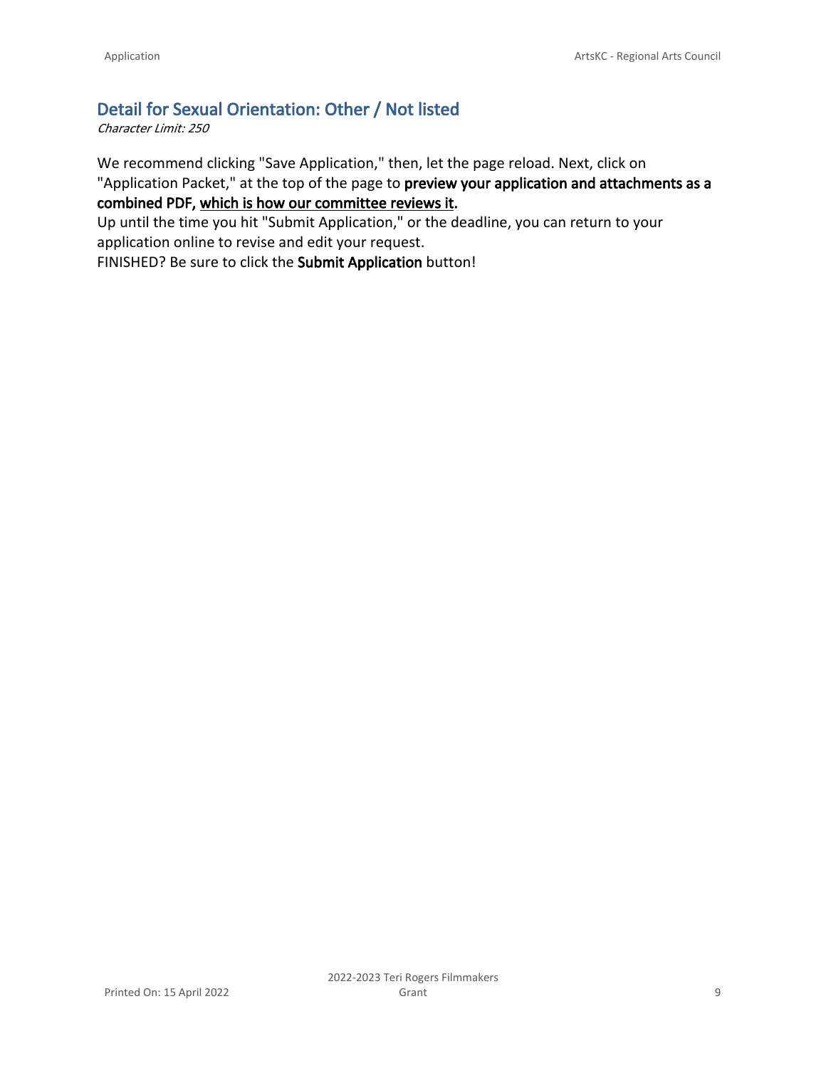## Detail for Sexual Orientation: Other / Not listed

*Character Limit: 250*

We recommend clicking "Save Application," then, let the page reload. Next, click on "Application Packet," at the top of the page to **preview your application and attachments as a combined PDF, <u>which is how our committee reviews it</u>.**
Up until the time you hit "Submit Application," or the deadline, you can return to your application online to revise and edit your request.
FINISHED? Be sure to click the **Submit Application** button!